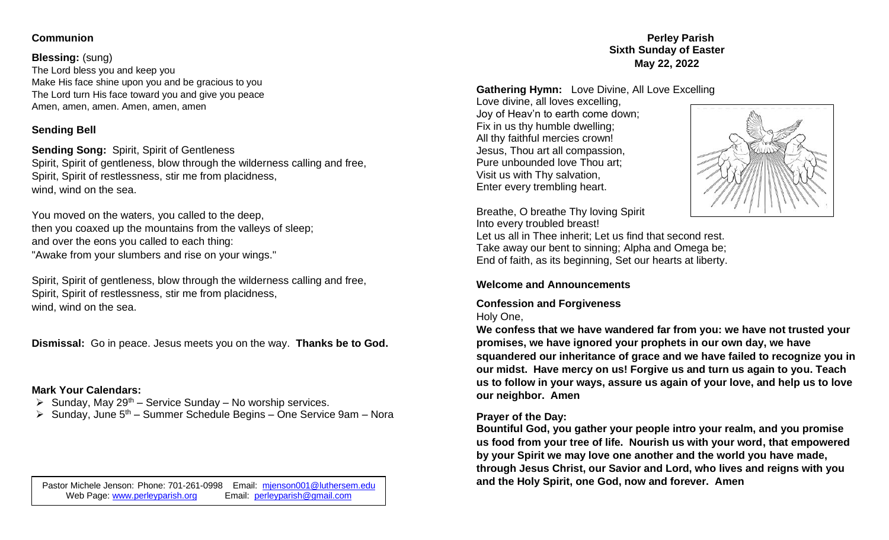**Communion**

**Blessing:** (sung)
The Lord bless you and keep you
Make His face shine upon you and be gracious to you
The Lord turn His face toward you and give you peace
Amen, amen, amen. Amen, amen, amen

**Sending Bell**

**Sending Song:** Spirit, Spirit of Gentleness
Spirit, Spirit of gentleness, blow through the wilderness calling and free,
Spirit, Spirit of restlessness, stir me from placidness,
wind, wind on the sea.

You moved on the waters, you called to the deep,
then you coaxed up the mountains from the valleys of sleep;
and over the eons you called to each thing:
"Awake from your slumbers and rise on your wings."

Spirit, Spirit of gentleness, blow through the wilderness calling and free,
Spirit, Spirit of restlessness, stir me from placidness,
wind, wind on the sea.

**Dismissal:** Go in peace. Jesus meets you on the way. **Thanks be to God.**

**Mark Your Calendars:**

- Sunday, May 29th – Service Sunday – No worship services.
- Sunday, June 5th – Summer Schedule Begins – One Service 9am – Nora

Pastor Michele Jenson: Phone: 701-261-0998 Email: mjenson001@luthersem.edu
Web Page: www.perleyparish.org Email: perleyparish@gmail.com

**Perley Parish**
**Sixth Sunday of Easter**
**May 22, 2022**

**Gathering Hymn:** Love Divine, All Love Excelling
Love divine, all loves excelling,
Joy of Heav'n to earth come down;
Fix in us thy humble dwelling;
All thy faithful mercies crown!
Jesus, Thou art all compassion,
Pure unbounded love Thou art;
Visit us with Thy salvation,
Enter every trembling heart.

Breathe, O breathe Thy loving Spirit
Into every troubled breast!
Let us all in Thee inherit; Let us find that second rest.
Take away our bent to sinning; Alpha and Omega be;
End of faith, as its beginning, Set our hearts at liberty.

**Welcome and Announcements**

**Confession and Forgiveness**
Holy One,
**We confess that we have wandered far from you: we have not trusted your promises, we have ignored your prophets in our own day, we have squandered our inheritance of grace and we have failed to recognize you in our midst. Have mercy on us! Forgive us and turn us again to you. Teach us to follow in your ways, assure us again of your love, and help us to love our neighbor. Amen**

**Prayer of the Day:**
**Bountiful God, you gather your people intro your realm, and you promise us food from your tree of life. Nourish us with your word, that empowered by your Spirit we may love one another and the world you have made, through Jesus Christ, our Savior and Lord, who lives and reigns with you and the Holy Spirit, one God, now and forever. Amen**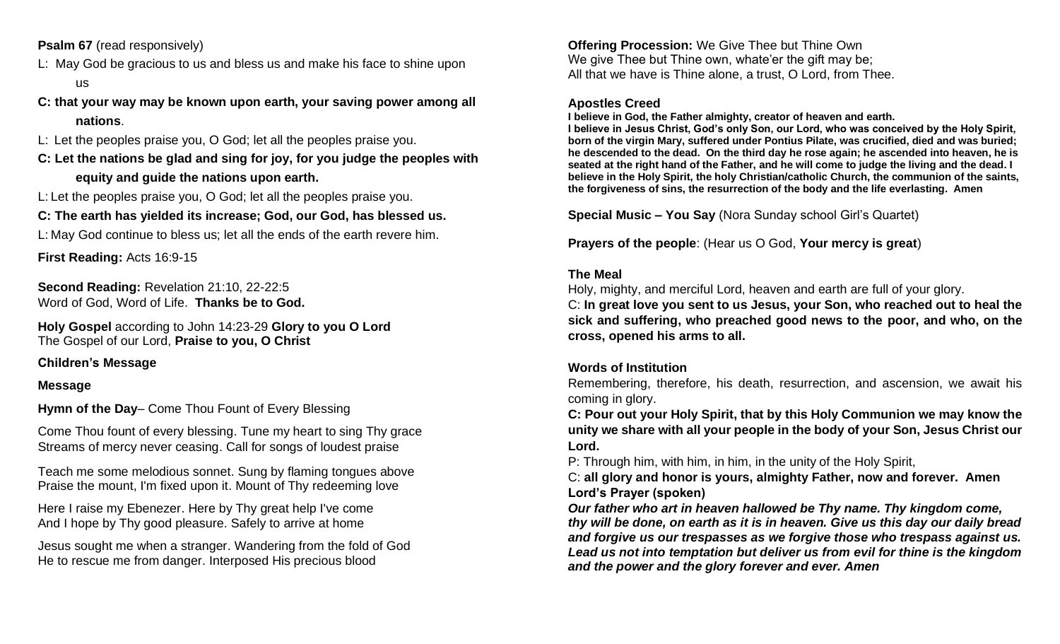**Psalm 67** (read responsively)

L: May God be gracious to us and bless us and make his face to shine upon us

**C: that your way may be known upon earth, your saving power among all nations**.

L: Let the peoples praise you, O God; let all the peoples praise you.

**C: Let the nations be glad and sing for joy, for you judge the peoples with equity and guide the nations upon earth.**

L: Let the peoples praise you, O God; let all the peoples praise you.

**C: The earth has yielded its increase; God, our God, has blessed us.**

L: May God continue to bless us; let all the ends of the earth revere him.

**First Reading:** Acts 16:9-15

**Second Reading:** Revelation 21:10, 22-22:5
Word of God, Word of Life. **Thanks be to God.**

**Holy Gospel** according to John 14:23-29 **Glory to you O Lord**
The Gospel of our Lord, **Praise to you, O Christ**

**Children's Message**

**Message**

**Hymn of the Day**– Come Thou Fount of Every Blessing

Come Thou fount of every blessing. Tune my heart to sing Thy grace
Streams of mercy never ceasing. Call for songs of loudest praise

Teach me some melodious sonnet. Sung by flaming tongues above
Praise the mount, I'm fixed upon it. Mount of Thy redeeming love

Here I raise my Ebenezer. Here by Thy great help I've come
And I hope by Thy good pleasure. Safely to arrive at home

Jesus sought me when a stranger. Wandering from the fold of God
He to rescue me from danger. Interposed His precious blood

**Offering Procession:** We Give Thee but Thine Own
We give Thee but Thine own, whate'er the gift may be;
All that we have is Thine alone, a trust, O Lord, from Thee.

**Apostles Creed**

**I believe in God, the Father almighty, creator of heaven and earth.**
**I believe in Jesus Christ, God's only Son, our Lord, who was conceived by the Holy Spirit, born of the virgin Mary, suffered under Pontius Pilate, was crucified, died and was buried; he descended to the dead. On the third day he rose again; he ascended into heaven, he is seated at the right hand of the Father, and he will come to judge the living and the dead. I believe in the Holy Spirit, the holy Christian/catholic Church, the communion of the saints, the forgiveness of sins, the resurrection of the body and the life everlasting. Amen**

**Special Music – You Say** (Nora Sunday school Girl's Quartet)

**Prayers of the people**: (Hear us O God, **Your mercy is great**)

**The Meal**

Holy, mighty, and merciful Lord, heaven and earth are full of your glory.
C: **In great love you sent to us Jesus, your Son, who reached out to heal the sick and suffering, who preached good news to the poor, and who, on the cross, opened his arms to all.**

**Words of Institution**

Remembering, therefore, his death, resurrection, and ascension, we await his coming in glory.

**C: Pour out your Holy Spirit, that by this Holy Communion we may know the unity we share with all your people in the body of your Son, Jesus Christ our Lord.**

P: Through him, with him, in him, in the unity of the Holy Spirit,

C: **all glory and honor is yours, almighty Father, now and forever. Amen**

**Lord's Prayer (spoken)**

***Our father who art in heaven hallowed be Thy name. Thy kingdom come, thy will be done, on earth as it is in heaven. Give us this day our daily bread and forgive us our trespasses as we forgive those who trespass against us. Lead us not into temptation but deliver us from evil for thine is the kingdom and the power and the glory forever and ever. Amen***